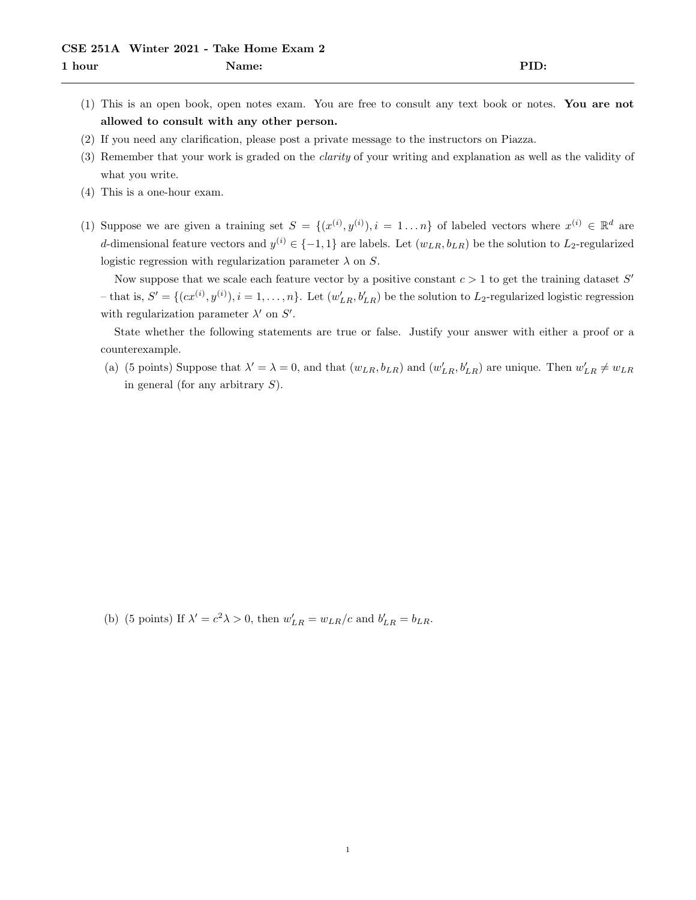**CSE 251A Winter 2021 - Take Home Exam 2**

**1 hour** **Name:** **PID:**

---

(1) This is an open book, open notes exam. You are free to consult any text book or notes. **You are not allowed to consult with any other person.**

(2) If you need any clarification, please post a private message to the instructors on Piazza.

(3) Remember that your work is graded on the *clarity* of your writing and explanation as well as the validity of what you write.

(4) This is a one-hour exam.

(1) Suppose we are given a training set $S = \{(x^{(i)}, y^{(i)}), i = 1 \dots n\}$ of labeled vectors where $x^{(i)} \in \mathbb{R}^d$ are $d$-dimensional feature vectors and $y^{(i)} \in \{-1, 1\}$ are labels. Let $(w_{LR}, b_{LR})$ be the solution to $L_2$-regularized logistic regression with regularization parameter $\lambda$ on $S$.

Now suppose that we scale each feature vector by a positive constant $c > 1$ to get the training dataset $S'$ – that is, $S' = \{(cx^{(i)}, y^{(i)}), i = 1, \dots, n\}$. Let $(w'_{LR}, b'_{LR})$ be the solution to $L_2$-regularized logistic regression with regularization parameter $\lambda'$ on $S'$.

State whether the following statements are true or false. Justify your answer with either a proof or a counterexample.

(a) (5 points) Suppose that $\lambda' = \lambda = 0$, and that $(w_{LR}, b_{LR})$ and $(w'_{LR}, b'_{LR})$ are unique. Then $w'_{LR} \neq w_{LR}$ in general (for any arbitrary $S$).

(b) (5 points) If $\lambda' = c^2\lambda > 0$, then $w'_{LR} = w_{LR}/c$ and $b'_{LR} = b_{LR}$.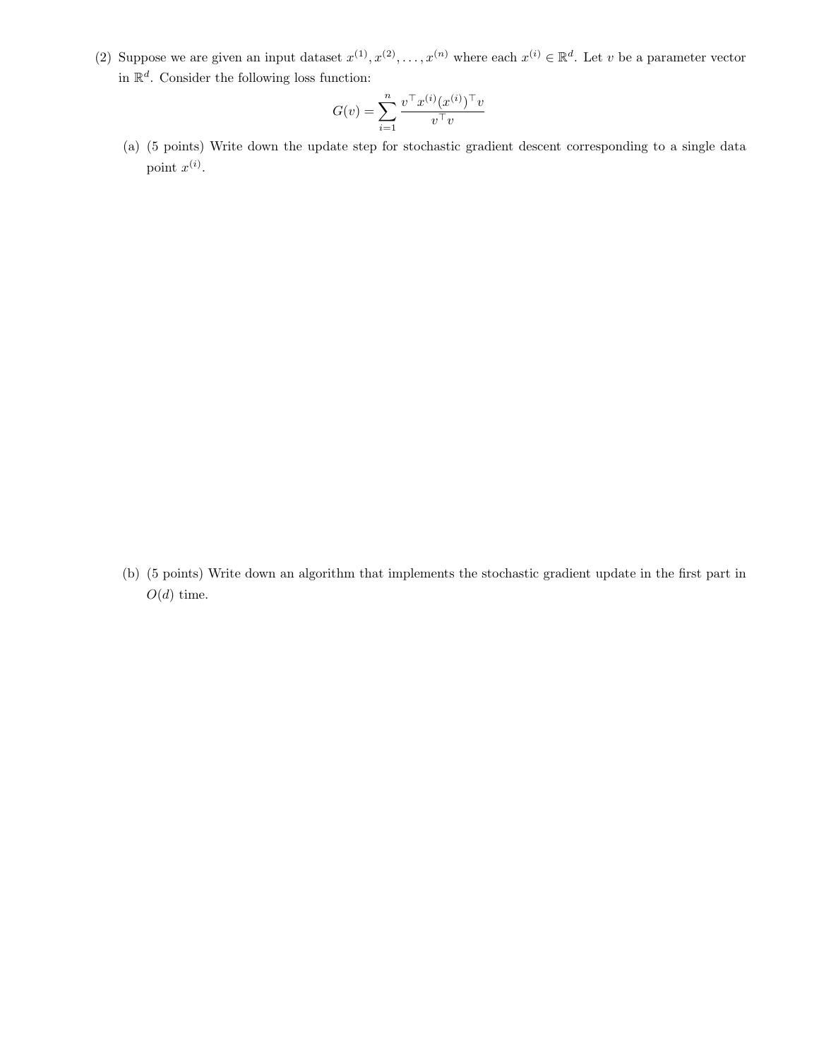(2) Suppose we are given an input dataset $x^{(1)}, x^{(2)}, \ldots, x^{(n)}$ where each $x^{(i)} \in \mathbb{R}^d$. Let $v$ be a parameter vector in $\mathbb{R}^d$. Consider the following loss function:

$$G(v) = \sum_{i=1}^{n} \frac{v^\top x^{(i)} (x^{(i)})^\top v}{v^\top v}$$

(a) (5 points) Write down the update step for stochastic gradient descent corresponding to a single data point $x^{(i)}$.

(b) (5 points) Write down an algorithm that implements the stochastic gradient update in the first part in $O(d)$ time.